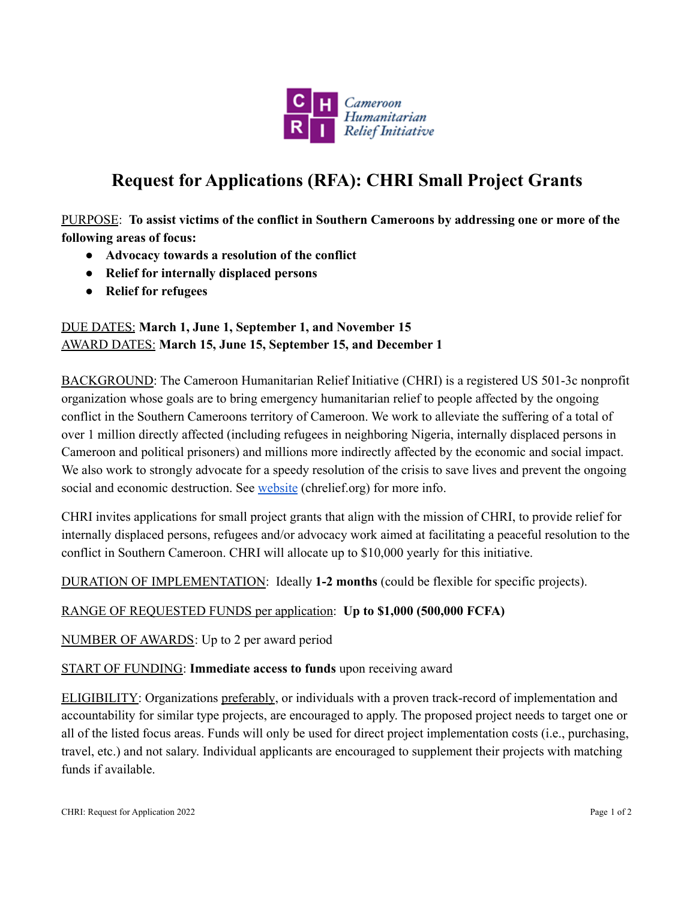Cameroon Humanitarian Relief Initiative

# Request for Applications (RFA): CHRI Small Project Grants

PURPOSE: **To assist victims of the conflict in Southern Cameroons by addressing one or more of the following areas of focus:**

- **Advocacy towards a resolution of the conflict**
- **Relief for internally displaced persons**
- **Relief for refugees**

DUE DATES: **March 1, June 1, September 1, and November 15**
AWARD DATES: **March 15, June 15, September 15, and December 1**

BACKGROUND: The Cameroon Humanitarian Relief Initiative (CHRI) is a registered US 501-3c nonprofit organization whose goals are to bring emergency humanitarian relief to people affected by the ongoing conflict in the Southern Cameroons territory of Cameroon. We work to alleviate the suffering of a total of over 1 million directly affected (including refugees in neighboring Nigeria, internally displaced persons in Cameroon and political prisoners) and millions more indirectly affected by the economic and social impact. We also work to strongly advocate for a speedy resolution of the crisis to save lives and prevent the ongoing social and economic destruction. See [website](chrelief.org) (chrelief.org) for more info.

CHRI invites applications for small project grants that align with the mission of CHRI, to provide relief for internally displaced persons, refugees and/or advocacy work aimed at facilitating a peaceful resolution to the conflict in Southern Cameroon. CHRI will allocate up to $10,000 yearly for this initiative.

DURATION OF IMPLEMENTATION: Ideally **1-2 months** (could be flexible for specific projects).

RANGE OF REQUESTED FUNDS per application: **Up to $1,000 (500,000 FCFA)**

NUMBER OF AWARDS: Up to 2 per award period

START OF FUNDING: **Immediate access to funds** upon receiving award

ELIGIBILITY: Organizations preferably, or individuals with a proven track-record of implementation and accountability for similar type projects, are encouraged to apply. The proposed project needs to target one or all of the listed focus areas. Funds will only be used for direct project implementation costs (i.e., purchasing, travel, etc.) and not salary. Individual applicants are encouraged to supplement their projects with matching funds if available.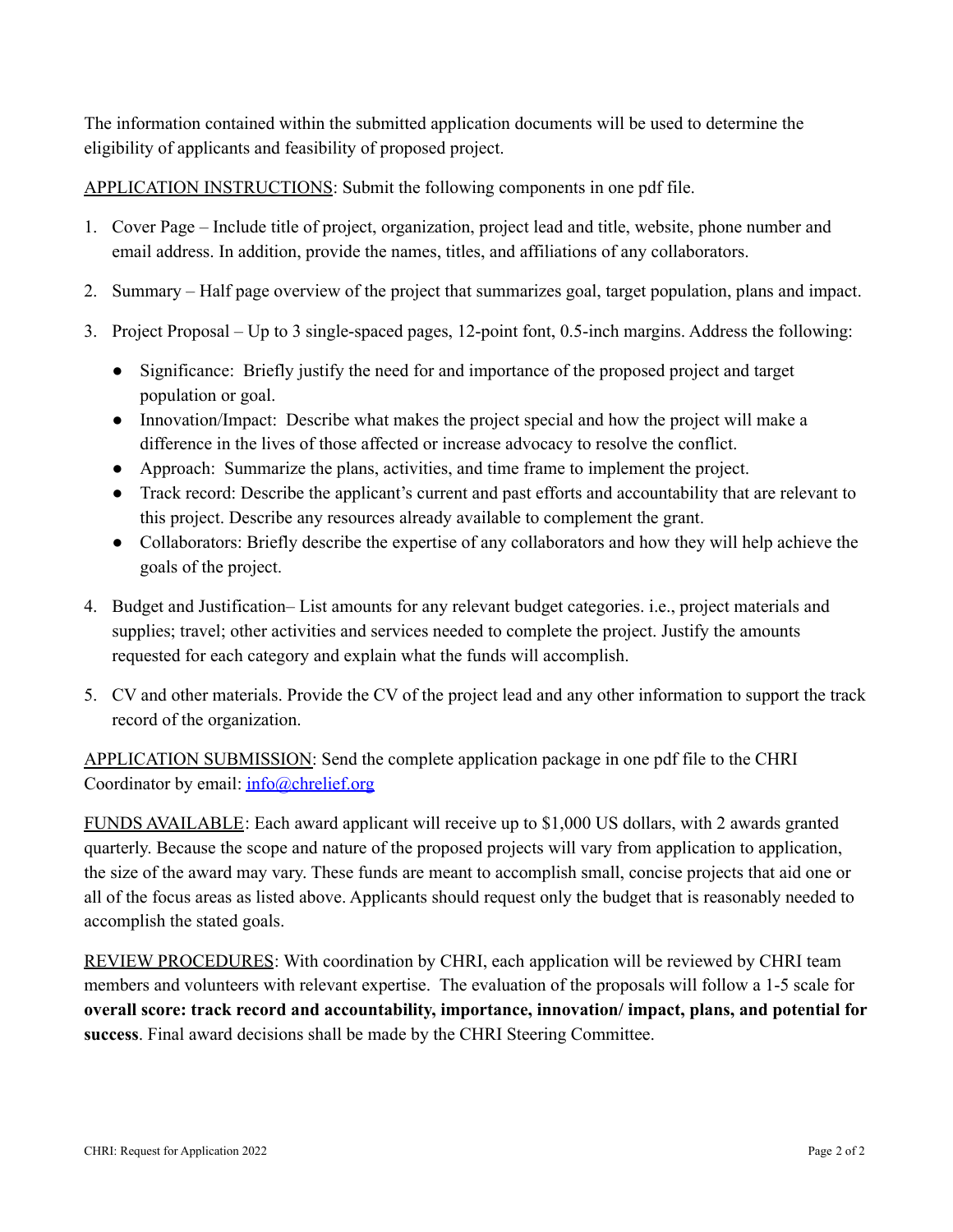The information contained within the submitted application documents will be used to determine the eligibility of applicants and feasibility of proposed project.

<u>APPLICATION INSTRUCTIONS</u>: Submit the following components in one pdf file.

1. Cover Page – Include title of project, organization, project lead and title, website, phone number and email address. In addition, provide the names, titles, and affiliations of any collaborators.
2. Summary – Half page overview of the project that summarizes goal, target population, plans and impact.
3. Project Proposal – Up to 3 single-spaced pages, 12-point font, 0.5-inch margins. Address the following:
   - Significance: Briefly justify the need for and importance of the proposed project and target population or goal.
   - Innovation/Impact: Describe what makes the project special and how the project will make a difference in the lives of those affected or increase advocacy to resolve the conflict.
   - Approach: Summarize the plans, activities, and time frame to implement the project.
   - Track record: Describe the applicant's current and past efforts and accountability that are relevant to this project. Describe any resources already available to complement the grant.
   - Collaborators: Briefly describe the expertise of any collaborators and how they will help achieve the goals of the project.
4. Budget and Justification– List amounts for any relevant budget categories. i.e., project materials and supplies; travel; other activities and services needed to complete the project. Justify the amounts requested for each category and explain what the funds will accomplish.
5. CV and other materials. Provide the CV of the project lead and any other information to support the track record of the organization.

<u>APPLICATION SUBMISSION</u>: Send the complete application package in one pdf file to the CHRI Coordinator by email: [info@chrelief.org](mailto:info@chrelief.org)

<u>FUNDS AVAILABLE</u>: Each award applicant will receive up to $1,000 US dollars, with 2 awards granted quarterly. Because the scope and nature of the proposed projects will vary from application to application, the size of the award may vary. These funds are meant to accomplish small, concise projects that aid one or all of the focus areas as listed above. Applicants should request only the budget that is reasonably needed to accomplish the stated goals.

<u>REVIEW PROCEDURES</u>: With coordination by CHRI, each application will be reviewed by CHRI team members and volunteers with relevant expertise. The evaluation of the proposals will follow a 1-5 scale for **overall score: track record and accountability, importance, innovation/ impact, plans, and potential for success**. Final award decisions shall be made by the CHRI Steering Committee.